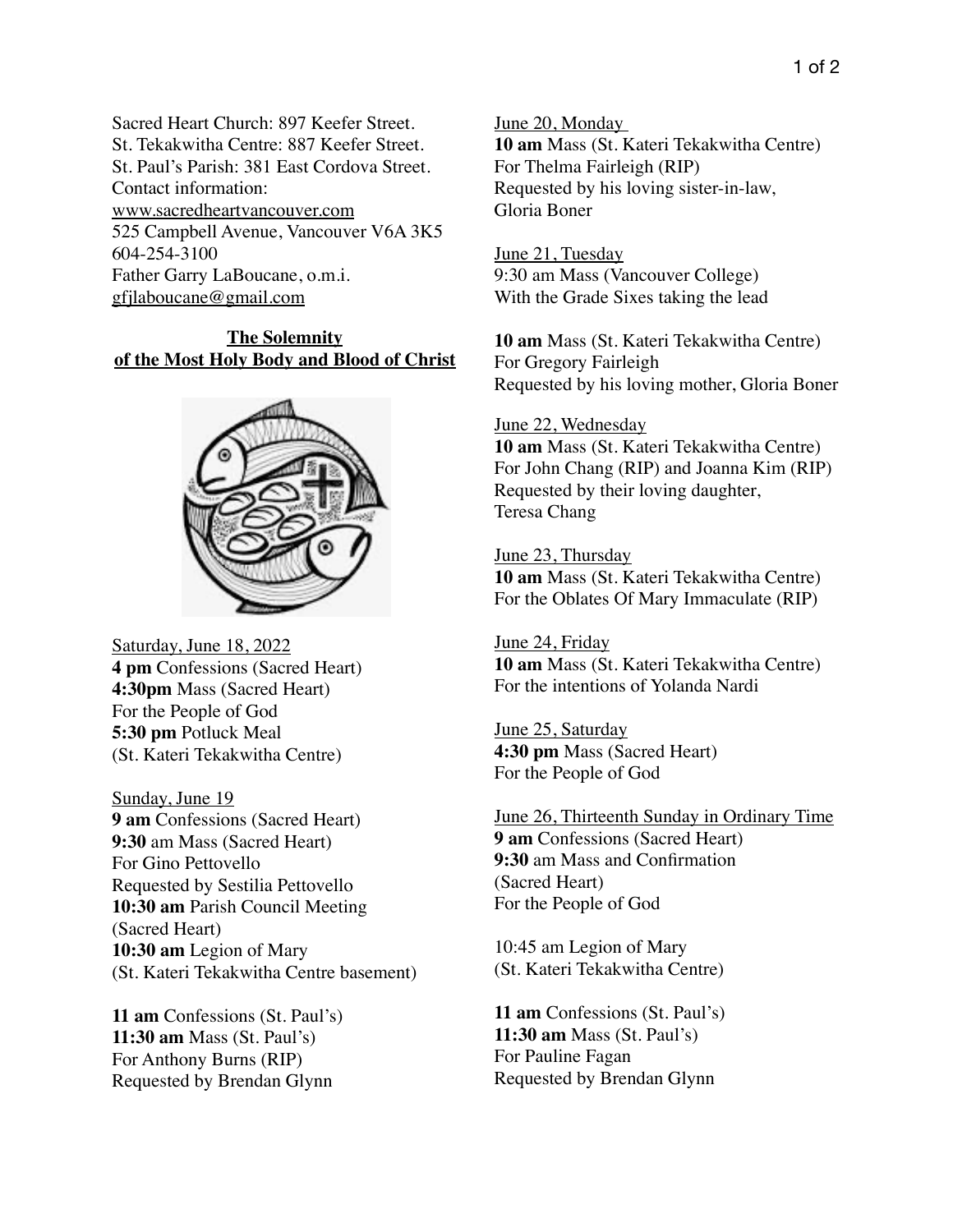Sacred Heart Church: 897 Keefer Street.
St. Tekakwitha Centre: 887 Keefer Street.
St. Paul's Parish: 381 East Cordova Street.
Contact information:
www.sacredheartvancouver.com
525 Campbell Avenue, Vancouver V6A 3K5
604-254-3100
Father Garry LaBoucane, o.m.i.
gfjlaboucane@gmail.com

## The Solemnity of the Most Holy Body and Blood of Christ

Saturday, June 18, 2022
**4 pm** Confessions (Sacred Heart)
**4:30pm** Mass (Sacred Heart)
For the People of God
**5:30 pm** Potluck Meal
(St. Kateri Tekakwitha Centre)

Sunday, June 19
**9 am** Confessions (Sacred Heart)
**9:30** am Mass (Sacred Heart)
For Gino Pettovello
Requested by Sestilia Pettovello
**10:30 am** Parish Council Meeting
(Sacred Heart)
**10:30 am** Legion of Mary
(St. Kateri Tekakwitha Centre basement)

**11 am** Confessions (St. Paul's)
**11:30 am** Mass (St. Paul's)
For Anthony Burns (RIP)
Requested by Brendan Glynn

June 20, Monday
**10 am** Mass (St. Kateri Tekakwitha Centre)
For Thelma Fairleigh (RIP)
Requested by his loving sister-in-law,
Gloria Boner

June 21, Tuesday
9:30 am Mass (Vancouver College)
With the Grade Sixes taking the lead

**10 am** Mass (St. Kateri Tekakwitha Centre)
For Gregory Fairleigh
Requested by his loving mother, Gloria Boner

June 22, Wednesday
**10 am** Mass (St. Kateri Tekakwitha Centre)
For John Chang (RIP) and Joanna Kim (RIP)
Requested by their loving daughter,
Teresa Chang

June 23, Thursday
**10 am** Mass (St. Kateri Tekakwitha Centre)
For the Oblates Of Mary Immaculate (RIP)

June 24, Friday
**10 am** Mass (St. Kateri Tekakwitha Centre)
For the intentions of Yolanda Nardi

June 25, Saturday
**4:30 pm** Mass (Sacred Heart)
For the People of God

June 26, Thirteenth Sunday in Ordinary Time
**9 am** Confessions (Sacred Heart)
**9:30** am Mass and Confirmation
(Sacred Heart)
For the People of God

10:45 am Legion of Mary
(St. Kateri Tekakwitha Centre)

**11 am** Confessions (St. Paul's)
**11:30 am** Mass (St. Paul's)
For Pauline Fagan
Requested by Brendan Glynn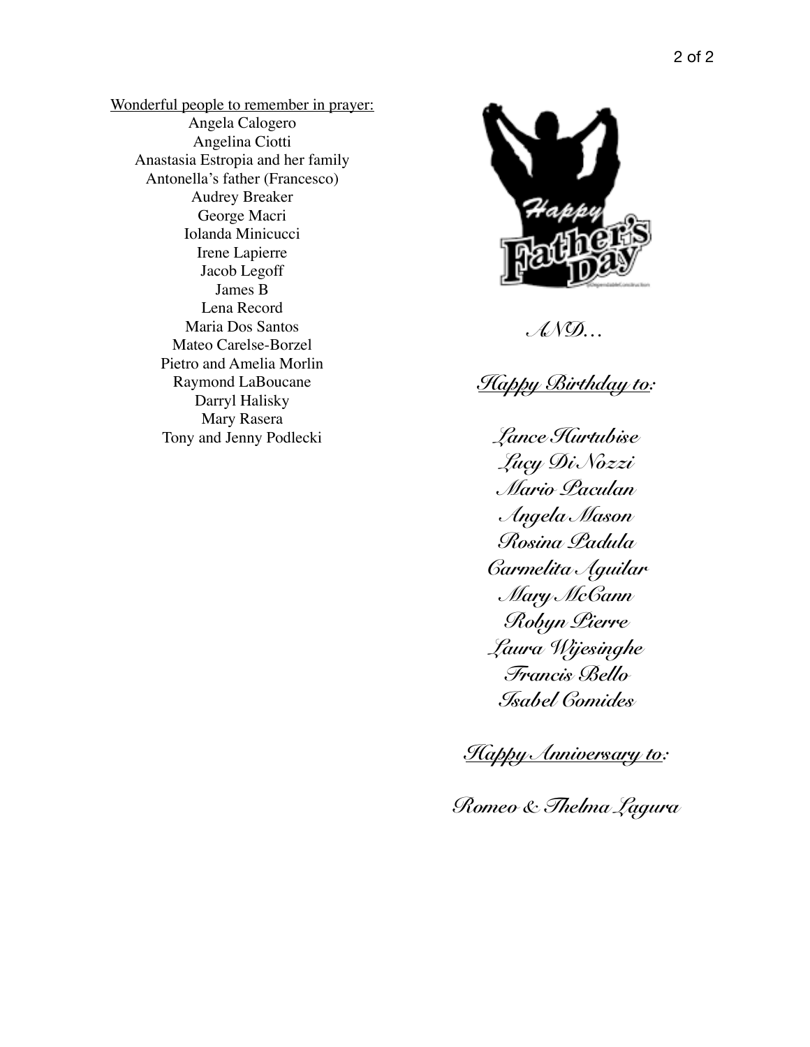Wonderful people to remember in prayer:

Angela Calogero
Angelina Ciotti
Anastasia Estropia and her family
Antonella's father (Francesco)
Audrey Breaker
George Macri
Iolanda Minicucci
Irene Lapierre
Jacob Legoff
James B
Lena Record
Maria Dos Santos
Mateo Carelse-Borzel
Pietro and Amelia Morlin
Raymond LaBoucane
Darryl Halisky
Mary Rasera
Tony and Jenny Podlecki

Happy Father's Day

*AND…*

*Happy Birthday to:*

*Lance Hurtubise*
*Lucy Di Nozzi*
*Mario Paculan*
*Angela Mason*
*Rosina Padula*
*Carmelita Aguilar*
*Mary McCann*
*Robyn Pierre*
*Laura Wijesinghe*
*Francis Bello*
*Isabel Comides*

*Happy Anniversary to:*

*Romeo & Thelma Lagura*